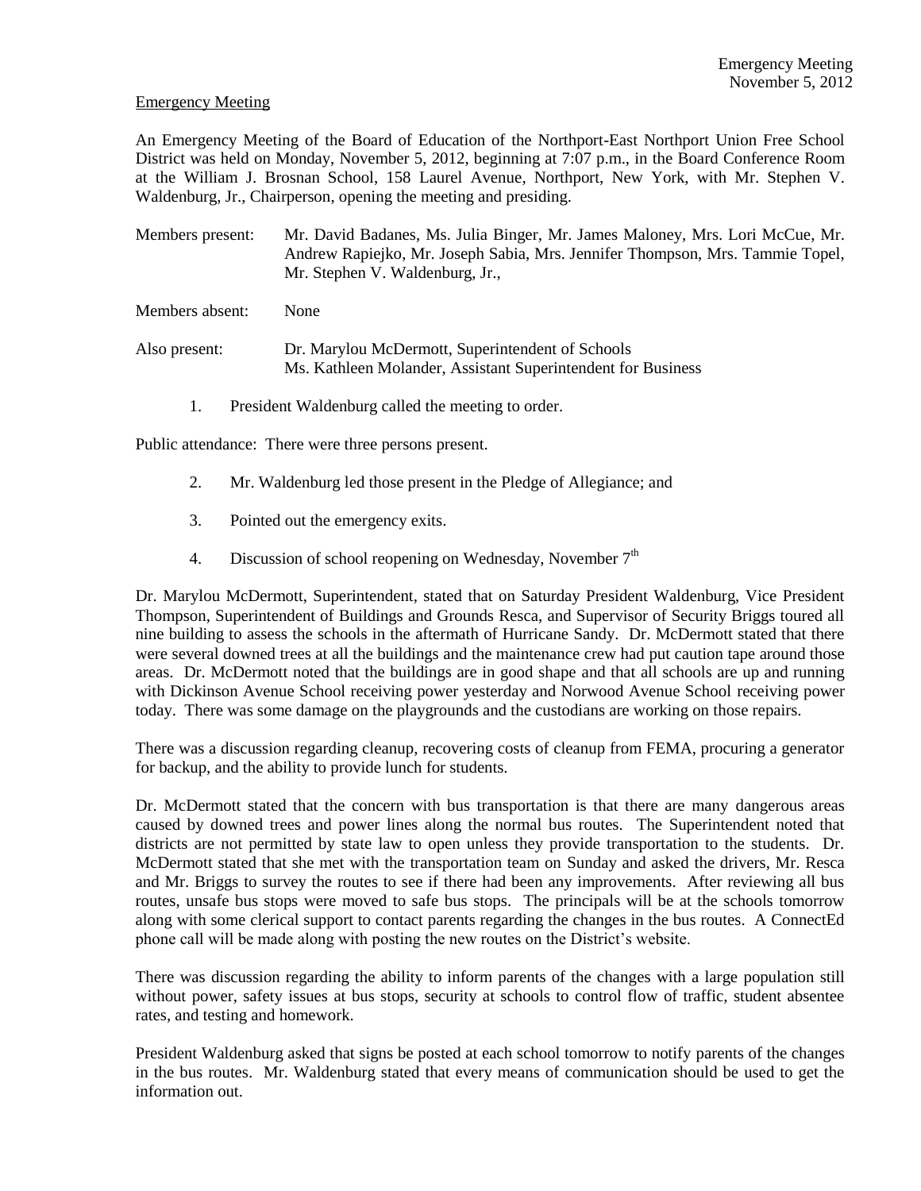Emergency Meeting

An Emergency Meeting of the Board of Education of the Northport-East Northport Union Free School District was held on Monday, November 5, 2012, beginning at 7:07 p.m., in the Board Conference Room at the William J. Brosnan School, 158 Laurel Avenue, Northport, New York, with Mr. Stephen V. Waldenburg, Jr., Chairperson, opening the meeting and presiding.

Members present: Mr. David Badanes, Ms. Julia Binger, Mr. James Maloney, Mrs. Lori McCue, Mr. Andrew Rapiejko, Mr. Joseph Sabia, Mrs. Jennifer Thompson, Mrs. Tammie Topel, Mr. Stephen V. Waldenburg, Jr.,

Members absent: None

Also present: Dr. Marylou McDermott, Superintendent of Schools
Ms. Kathleen Molander, Assistant Superintendent for Business

1. President Waldenburg called the meeting to order.

Public attendance: There were three persons present.

2. Mr. Waldenburg led those present in the Pledge of Allegiance; and

3. Pointed out the emergency exits.

4. Discussion of school reopening on Wednesday, November 7th

Dr. Marylou McDermott, Superintendent, stated that on Saturday President Waldenburg, Vice President Thompson, Superintendent of Buildings and Grounds Resca, and Supervisor of Security Briggs toured all nine building to assess the schools in the aftermath of Hurricane Sandy. Dr. McDermott stated that there were several downed trees at all the buildings and the maintenance crew had put caution tape around those areas. Dr. McDermott noted that the buildings are in good shape and that all schools are up and running with Dickinson Avenue School receiving power yesterday and Norwood Avenue School receiving power today. There was some damage on the playgrounds and the custodians are working on those repairs.

There was a discussion regarding cleanup, recovering costs of cleanup from FEMA, procuring a generator for backup, and the ability to provide lunch for students.

Dr. McDermott stated that the concern with bus transportation is that there are many dangerous areas caused by downed trees and power lines along the normal bus routes. The Superintendent noted that districts are not permitted by state law to open unless they provide transportation to the students. Dr. McDermott stated that she met with the transportation team on Sunday and asked the drivers, Mr. Resca and Mr. Briggs to survey the routes to see if there had been any improvements. After reviewing all bus routes, unsafe bus stops were moved to safe bus stops. The principals will be at the schools tomorrow along with some clerical support to contact parents regarding the changes in the bus routes. A ConnectEd phone call will be made along with posting the new routes on the District's website.

There was discussion regarding the ability to inform parents of the changes with a large population still without power, safety issues at bus stops, security at schools to control flow of traffic, student absentee rates, and testing and homework.

President Waldenburg asked that signs be posted at each school tomorrow to notify parents of the changes in the bus routes. Mr. Waldenburg stated that every means of communication should be used to get the information out.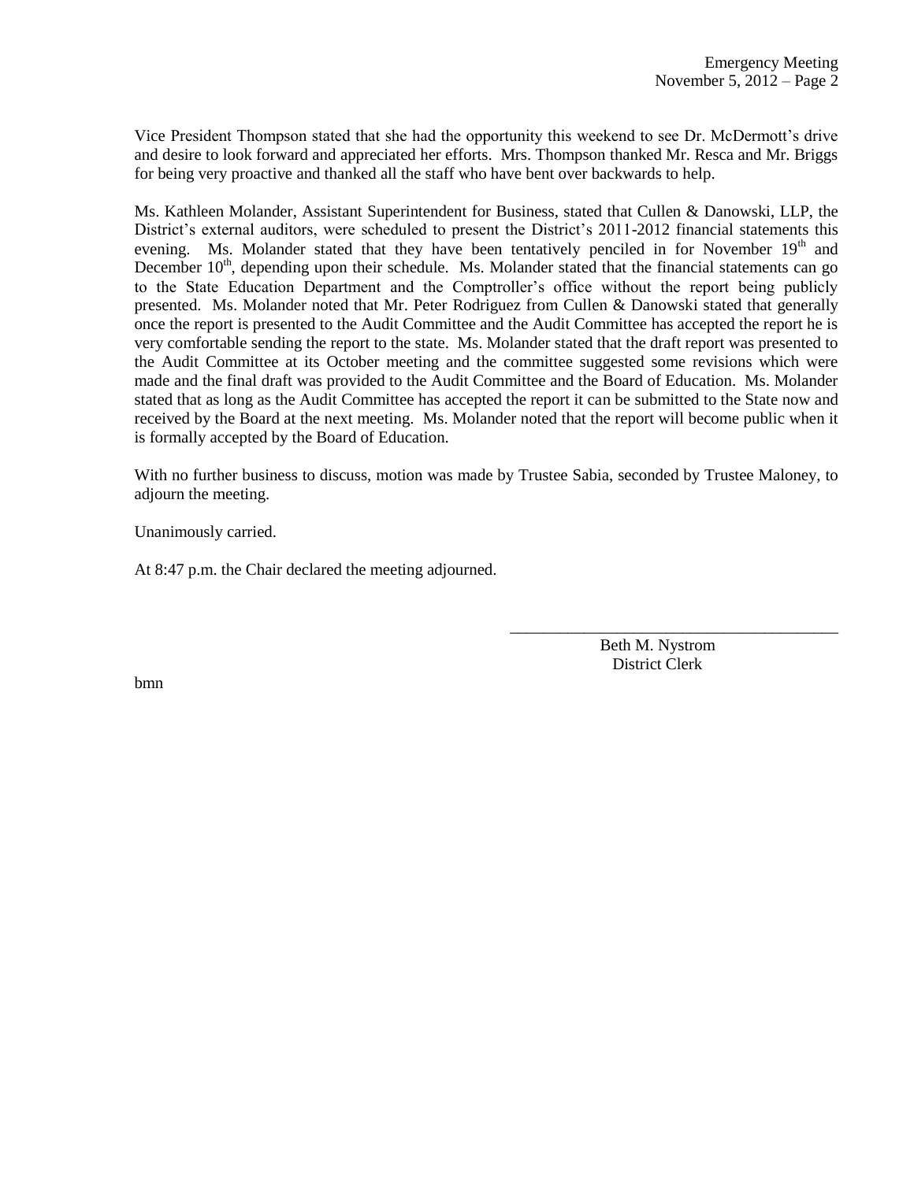Vice President Thompson stated that she had the opportunity this weekend to see Dr. McDermott's drive and desire to look forward and appreciated her efforts. Mrs. Thompson thanked Mr. Resca and Mr. Briggs for being very proactive and thanked all the staff who have bent over backwards to help.

Ms. Kathleen Molander, Assistant Superintendent for Business, stated that Cullen & Danowski, LLP, the District's external auditors, were scheduled to present the District's 2011-2012 financial statements this evening. Ms. Molander stated that they have been tentatively penciled in for November 19th and December 10th, depending upon their schedule. Ms. Molander stated that the financial statements can go to the State Education Department and the Comptroller's office without the report being publicly presented. Ms. Molander noted that Mr. Peter Rodriguez from Cullen & Danowski stated that generally once the report is presented to the Audit Committee and the Audit Committee has accepted the report he is very comfortable sending the report to the state. Ms. Molander stated that the draft report was presented to the Audit Committee at its October meeting and the committee suggested some revisions which were made and the final draft was provided to the Audit Committee and the Board of Education. Ms. Molander stated that as long as the Audit Committee has accepted the report it can be submitted to the State now and received by the Board at the next meeting. Ms. Molander noted that the report will become public when it is formally accepted by the Board of Education.

With no further business to discuss, motion was made by Trustee Sabia, seconded by Trustee Maloney, to adjourn the meeting.

Unanimously carried.

At 8:47 p.m. the Chair declared the meeting adjourned.

\_\_\_\_\_\_\_\_\_\_\_\_\_\_\_\_\_\_\_\_\_\_\_\_\_\_\_\_\_\_\_\_\_\_\_\_\_\_\_\_

Beth M. Nystrom
District Clerk

bmn